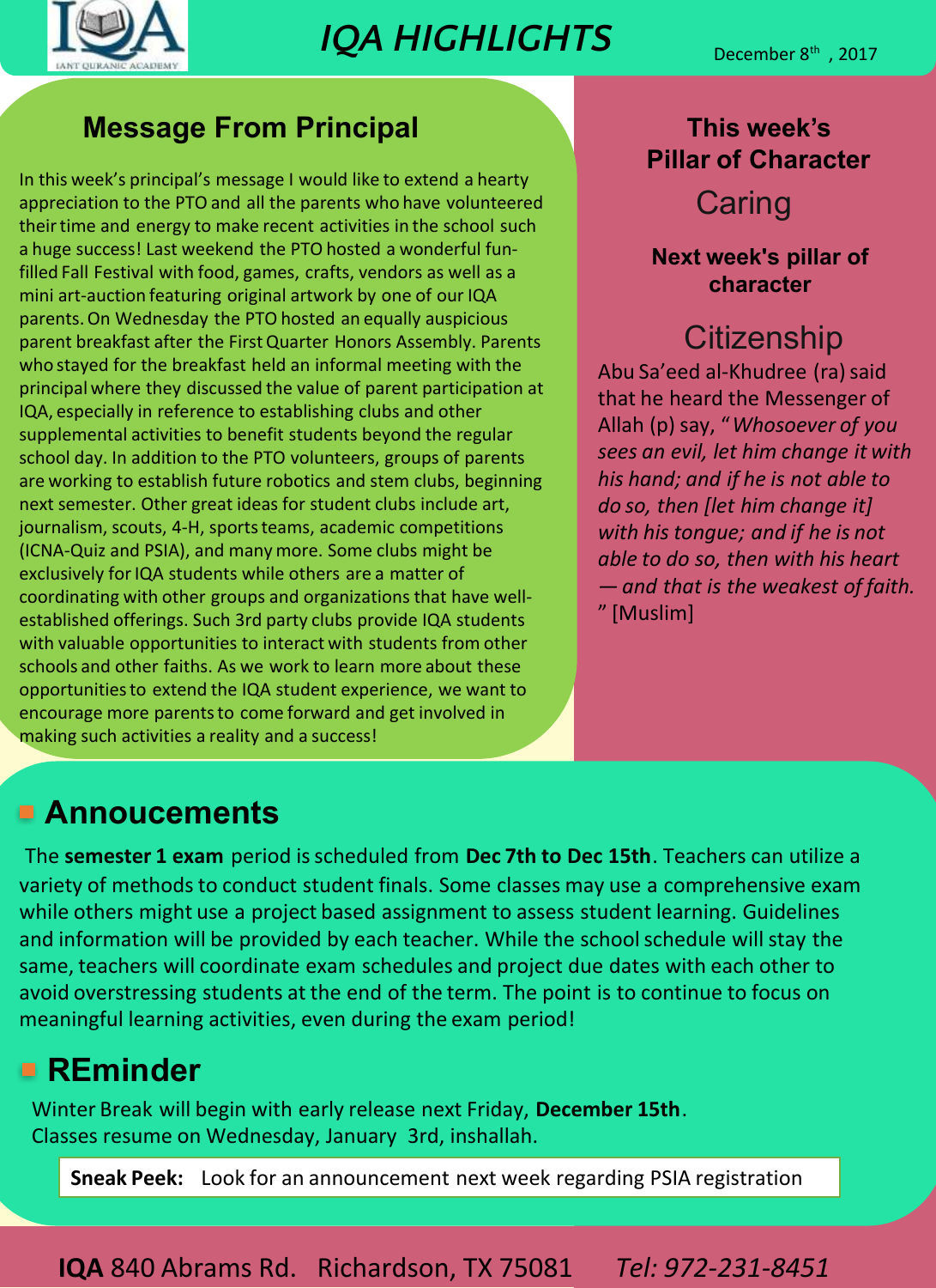# IQA HIGHLIGHTS

December 8th , 2017

## Message From Principal

In this week's principal's message I would like to extend a hearty appreciation to the PTO and all the parents who have volunteered their time and energy to make recent activities in the school such a huge success! Last weekend the PTO hosted a wonderful fun-filled Fall Festival with food, games, crafts, vendors as well as a mini art-auction featuring original artwork by one of our IQA parents. On Wednesday the PTO hosted an equally auspicious parent breakfast after the First Quarter Honors Assembly. Parents who stayed for the breakfast held an informal meeting with the principal where they discussed the value of parent participation at IQA, especially in reference to establishing clubs and other supplemental activities to benefit students beyond the regular school day. In addition to the PTO volunteers, groups of parents are working to establish future robotics and stem clubs, beginning next semester. Other great ideas for student clubs include art, journalism, scouts, 4-H, sports teams, academic competitions (ICNA-Quiz and PSIA), and many more. Some clubs might be exclusively for IQA students while others are a matter of coordinating with other groups and organizations that have well-established offerings. Such 3rd party clubs provide IQA students with valuable opportunities to interact with students from other schools and other faiths. As we work to learn more about these opportunities to extend the IQA student experience, we want to encourage more parents to come forward and get involved in making such activities a reality and a success!

## This week's Pillar of Character

Caring

## Next week's pillar of character

Citizenship

Abu Sa'eed al-Khudree (ra) said that he heard the Messenger of Allah (p) say, "*Whosoever of you sees an evil, let him change it with his hand; and if he is not able to do so, then [let him change it] with his tongue; and if he is not able to do so, then with his heart — and that is the weakest of faith.*" [Muslim]

## Annoucements

The **semester 1 exam** period is scheduled from **Dec 7th to Dec 15th**. Teachers can utilize a variety of methods to conduct student finals. Some classes may use a comprehensive exam while others might use a project based assignment to assess student learning. Guidelines and information will be provided by each teacher. While the school schedule will stay the same, teachers will coordinate exam schedules and project due dates with each other to avoid overstressing students at the end of the term. The point is to continue to focus on meaningful learning activities, even during the exam period!

## REminder

Winter Break will begin with early release next Friday, **December 15th**.
Classes resume on Wednesday, January 3rd, inshallah.

**Sneak Peek:** Look for an announcement next week regarding PSIA registration

**IQA** 840 Abrams Rd. Richardson, TX 75081 *Tel: 972-231-8451*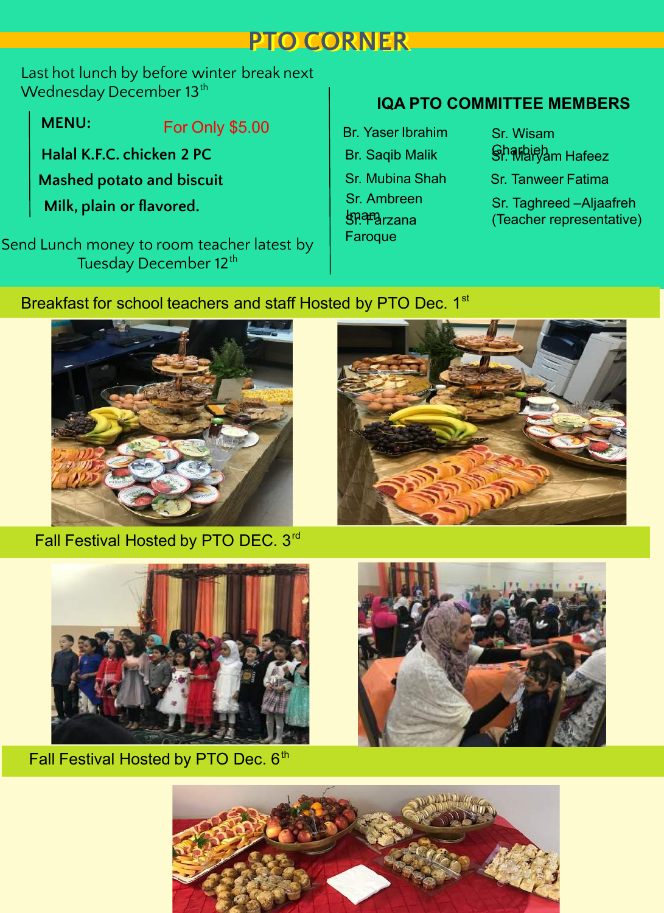# PTO CORNER

Last hot lunch by before winter break next Wednesday December 13th

**MENU:** For Only $5.00

**Halal K.F.C. chicken 2 PC**

**Mashed potato and biscuit**

**Milk, plain or flavored.**

Send Lunch money to room teacher latest by Tuesday December 12th

## IQA PTO COMMITTEE MEMBERS

- Br. Yaser Ibrahim
- Br. Saqib Malik
- Sr. Mubina Shah
- Sr. Ambreen Imam
- Sr. Farzana Faroque
- Sr. Wisam Gharbieh
- Sr. Maryam Hafeez
- Sr. Tanweer Fatima
- Sr. Taghreed –Aljaafreh (Teacher representative)

Breakfast for school teachers and staff Hosted by PTO Dec. 1st

Fall Festival Hosted by PTO DEC. 3rd

Fall Festival Hosted by PTO Dec. 6th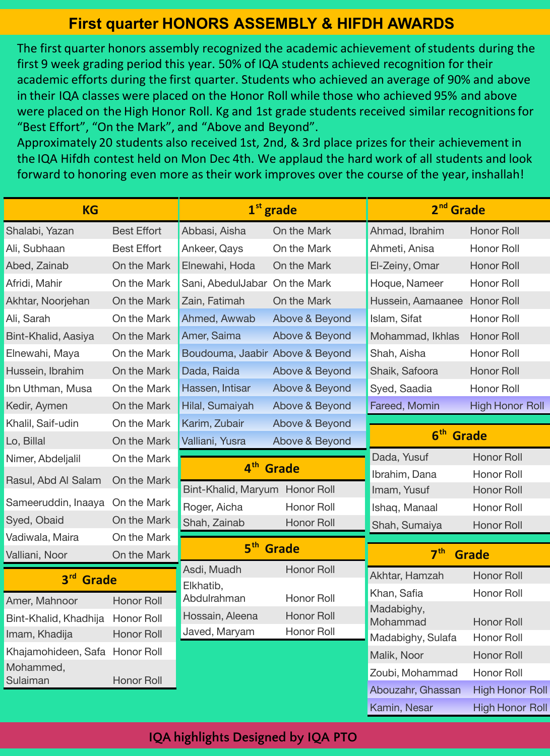# First quarter HONORS ASSEMBLY & HIFDH AWARDS

The first quarter honors assembly recognized the academic achievement of students during the first 9 week grading period this year. 50% of IQA students achieved recognition for their academic efforts during the first quarter. Students who achieved an average of 90% and above in their IQA classes were placed on the Honor Roll while those who achieved 95% and above were placed on the High Honor Roll. Kg and 1st grade students received similar recognitions for "Best Effort", "On the Mark", and "Above and Beyond".

Approximately 20 students also received 1st, 2nd, & 3rd place prizes for their achievement in the IQA Hifdh contest held on Mon Dec 4th. We applaud the hard work of all students and look forward to honoring even more as their work improves over the course of the year, inshallah!

| KG | |
|---|---|
| Shalabi, Yazan | Best Effort |
| Ali, Subhaan | Best Effort |
| Abed, Zainab | On the Mark |
| Afridi, Mahir | On the Mark |
| Akhtar, Noorjehan | On the Mark |
| Ali, Sarah | On the Mark |
| Bint-Khalid, Aasiya | On the Mark |
| Elnewahi, Maya | On the Mark |
| Hussein, Ibrahim | On the Mark |
| Ibn Uthman, Musa | On the Mark |
| Kedir, Aymen | On the Mark |
| Khalil, Saif-udin | On the Mark |
| Lo, Billal | On the Mark |
| Nimer, Abdeljalil | On the Mark |
| Rasul, Abd Al Salam | On the Mark |
| Sameeruddin, Inaaya | On the Mark |
| Syed, Obaid | On the Mark |
| Vadiwala, Maira | On the Mark |
| Valliani, Noor | On the Mark |

| 3rd Grade | |
|---|---|
| Amer, Mahnoor | Honor Roll |
| Bint-Khalid, Khadhija | Honor Roll |
| Imam, Khadija | Honor Roll |
| Khajamohideen, Safa | Honor Roll |
| Mohammed, Sulaiman | Honor Roll |

| 1st grade | |
|---|---|
| Abbasi, Aisha | On the Mark |
| Ankeer, Qays | On the Mark |
| Elnewahi, Hoda | On the Mark |
| Sani, AbedulJabar | On the Mark |
| Zain, Fatimah | On the Mark |
| Ahmed, Awwab | Above & Beyond |
| Amer, Saima | Above & Beyond |
| Boudouma, Jaabir | Above & Beyond |
| Dada, Raida | Above & Beyond |
| Hassen, Intisar | Above & Beyond |
| Hilal, Sumaiyah | Above & Beyond |
| Karim, Zubair | Above & Beyond |
| Valliani, Yusra | Above & Beyond |

| 4th Grade | |
|---|---|
| Bint-Khalid, Maryum | Honor Roll |
| Roger, Aicha | Honor Roll |
| Shah, Zainab | Honor Roll |

| 5th Grade | |
|---|---|
| Asdi, Muadh | Honor Roll |
| Elkhatib, Abdulrahman | Honor Roll |
| Hossain, Aleena | Honor Roll |
| Javed, Maryam | Honor Roll |

| 2nd Grade | |
|---|---|
| Ahmad, Ibrahim | Honor Roll |
| Ahmeti, Anisa | Honor Roll |
| El-Zeiny, Omar | Honor Roll |
| Hoque, Nameer | Honor Roll |
| Hussein, Aamaanee | Honor Roll |
| Islam, Sifat | Honor Roll |
| Mohammad, Ikhlas | Honor Roll |
| Shah, Aisha | Honor Roll |
| Shaik, Safoora | Honor Roll |
| Syed, Saadia | Honor Roll |
| Fareed, Momin | High Honor Roll |

| 6th Grade | |
|---|---|
| Dada, Yusuf | Honor Roll |
| Ibrahim, Dana | Honor Roll |
| Imam, Yusuf | Honor Roll |
| Ishaq, Manaal | Honor Roll |
| Shah, Sumaiya | Honor Roll |

| 7th Grade | |
|---|---|
| Akhtar, Hamzah | Honor Roll |
| Khan, Safia | Honor Roll |
| Madabighy, Mohammad | Honor Roll |
| Madabighy, Sulafa | Honor Roll |
| Malik, Noor | Honor Roll |
| Zoubi, Mohammad | Honor Roll |
| Abouzahr, Ghassan | High Honor Roll |
| Kamin, Nesar | High Honor Roll |

IQA highlights Designed by IQA PTO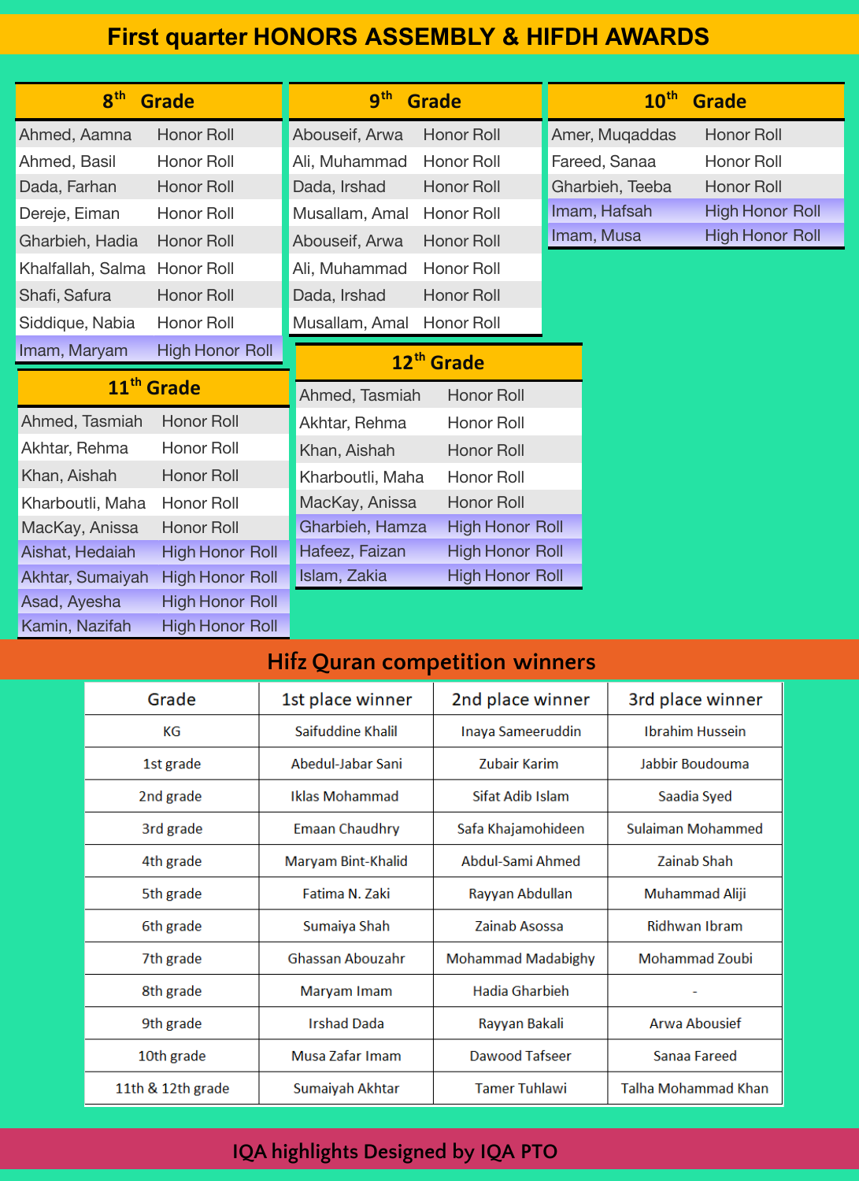# First quarter HONORS ASSEMBLY & HIFDH AWARDS

| 8th Grade | |
|---|---|
| Ahmed, Aamna | Honor Roll |
| Ahmed, Basil | Honor Roll |
| Dada, Farhan | Honor Roll |
| Dereje, Eiman | Honor Roll |
| Gharbieh, Hadia | Honor Roll |
| Khalfallah, Salma | Honor Roll |
| Shafi, Safura | Honor Roll |
| Siddique, Nabia | Honor Roll |
| Imam, Maryam | High Honor Roll |

| 9th Grade | |
|---|---|
| Abouseif, Arwa | Honor Roll |
| Ali, Muhammad | Honor Roll |
| Dada, Irshad | Honor Roll |
| Musallam, Amal | Honor Roll |
| Abouseif, Arwa | Honor Roll |
| Ali, Muhammad | Honor Roll |
| Dada, Irshad | Honor Roll |
| Musallam, Amal | Honor Roll |

| 10th Grade | |
|---|---|
| Amer, Muqaddas | Honor Roll |
| Fareed, Sanaa | Honor Roll |
| Gharbieh, Teeba | Honor Roll |
| Imam, Hafsah | High Honor Roll |
| Imam, Musa | High Honor Roll |

| 11th Grade | |
|---|---|
| Ahmed, Tasmiah | Honor Roll |
| Akhtar, Rehma | Honor Roll |
| Khan, Aishah | Honor Roll |
| Kharboutli, Maha | Honor Roll |
| MacKay, Anissa | Honor Roll |
| Aishat, Hedaiah | High Honor Roll |
| Akhtar, Sumaiyah | High Honor Roll |
| Asad, Ayesha | High Honor Roll |
| Kamin, Nazifah | High Honor Roll |

| 12th Grade | |
|---|---|
| Ahmed, Tasmiah | Honor Roll |
| Akhtar, Rehma | Honor Roll |
| Khan, Aishah | Honor Roll |
| Kharboutli, Maha | Honor Roll |
| MacKay, Anissa | Honor Roll |
| Gharbieh, Hamza | High Honor Roll |
| Hafeez, Faizan | High Honor Roll |
| Islam, Zakia | High Honor Roll |

## Hifz Quran competition winners

| Grade | 1st place winner | 2nd place winner | 3rd place winner |
|---|---|---|---|
| KG | Saifuddine Khalil | Inaya Sameeruddin | Ibrahim Hussein |
| 1st grade | Abedul-Jabar Sani | Zubair Karim | Jabbir Boudouma |
| 2nd grade | Iklas Mohammad | Sifat Adib Islam | Saadia Syed |
| 3rd grade | Emaan Chaudhry | Safa Khajamohideen | Sulaiman Mohammed |
| 4th grade | Maryam Bint-Khalid | Abdul-Sami Ahmed | Zainab Shah |
| 5th grade | Fatima N. Zaki | Rayyan Abdullan | Muhammad Aliji |
| 6th grade | Sumaiya Shah | Zainab Asossa | Ridhwan Ibram |
| 7th grade | Ghassan Abouzahr | Mohammad Madabighy | Mohammad Zoubi |
| 8th grade | Maryam Imam | Hadia Gharbieh | - |
| 9th grade | Irshad Dada | Rayyan Bakali | Arwa Abousief |
| 10th grade | Musa Zafar Imam | Dawood Tafseer | Sanaa Fareed |
| 11th & 12th grade | Sumaiyah Akhtar | Tamer Tuhlawi | Talha Mohammad Khan |

IQA highlights Designed by IQA PTO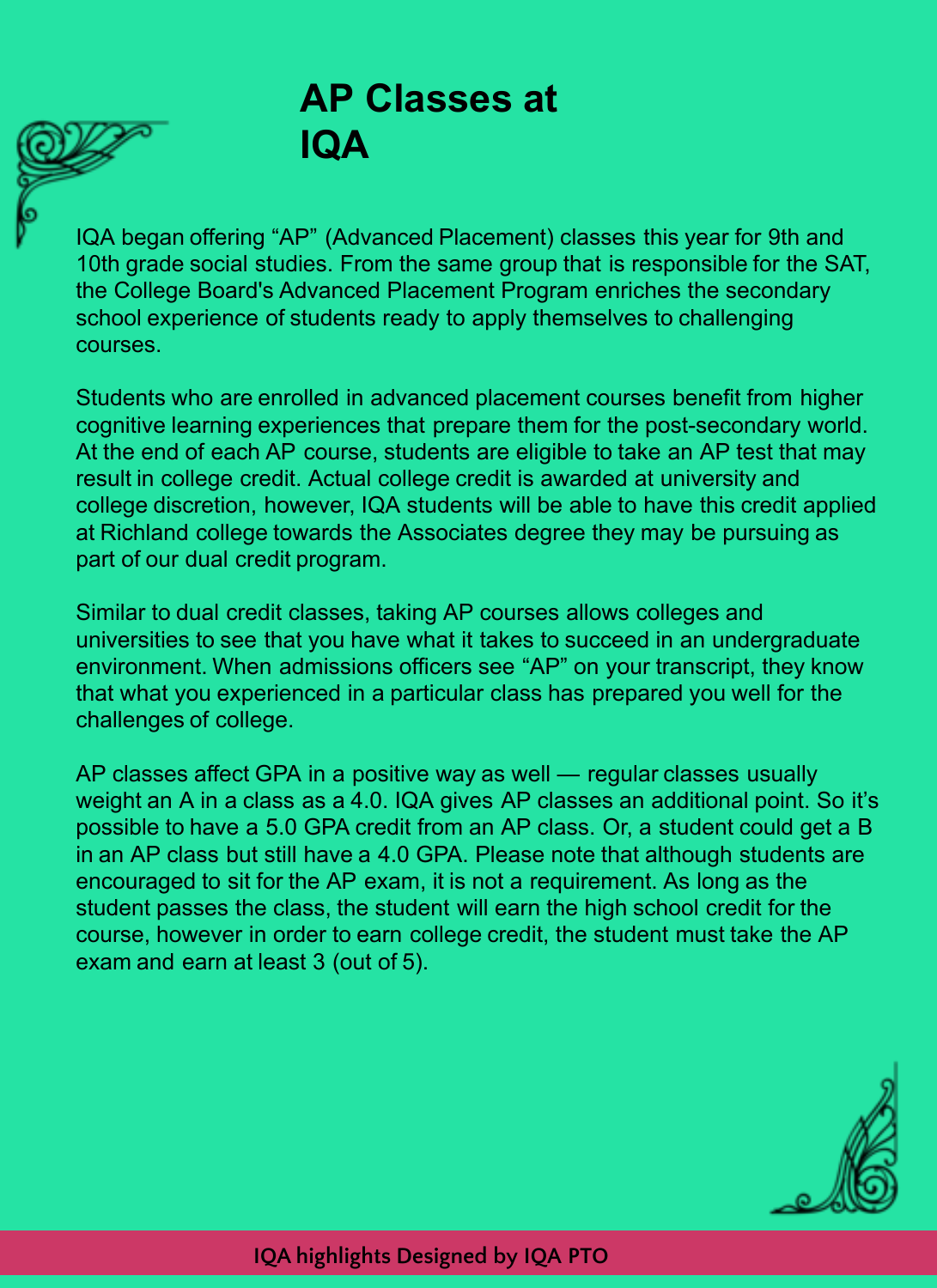# AP Classes at IQA

IQA began offering “AP” (Advanced Placement) classes this year for 9th and 10th grade social studies. From the same group that is responsible for the SAT, the College Board's Advanced Placement Program enriches the secondary school experience of students ready to apply themselves to challenging courses.

Students who are enrolled in advanced placement courses benefit from higher cognitive learning experiences that prepare them for the post-secondary world. At the end of each AP course, students are eligible to take an AP test that may result in college credit. Actual college credit is awarded at university and college discretion, however, IQA students will be able to have this credit applied at Richland college towards the Associates degree they may be pursuing as part of our dual credit program.

Similar to dual credit classes, taking AP courses allows colleges and universities to see that you have what it takes to succeed in an undergraduate environment. When admissions officers see “AP” on your transcript, they know that what you experienced in a particular class has prepared you well for the challenges of college.

AP classes affect GPA in a positive way as well — regular classes usually weight an A in a class as a 4.0. IQA gives AP classes an additional point. So it’s possible to have a 5.0 GPA credit from an AP class. Or, a student could get a B in an AP class but still have a 4.0 GPA. Please note that although students are encouraged to sit for the AP exam, it is not a requirement. As long as the student passes the class, the student will earn the high school credit for the course, however in order to earn college credit, the student must take the AP exam and earn at least 3 (out of 5).

IQA highlights Designed by IQA PTO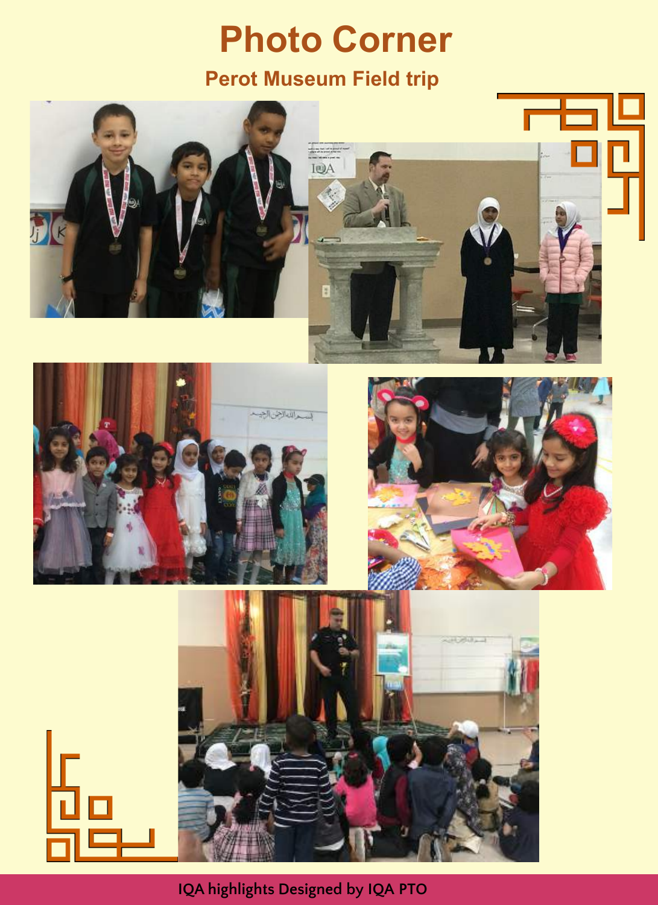# Photo Corner

## Perot Museum Field trip

IQA highlights Designed by IQA PTO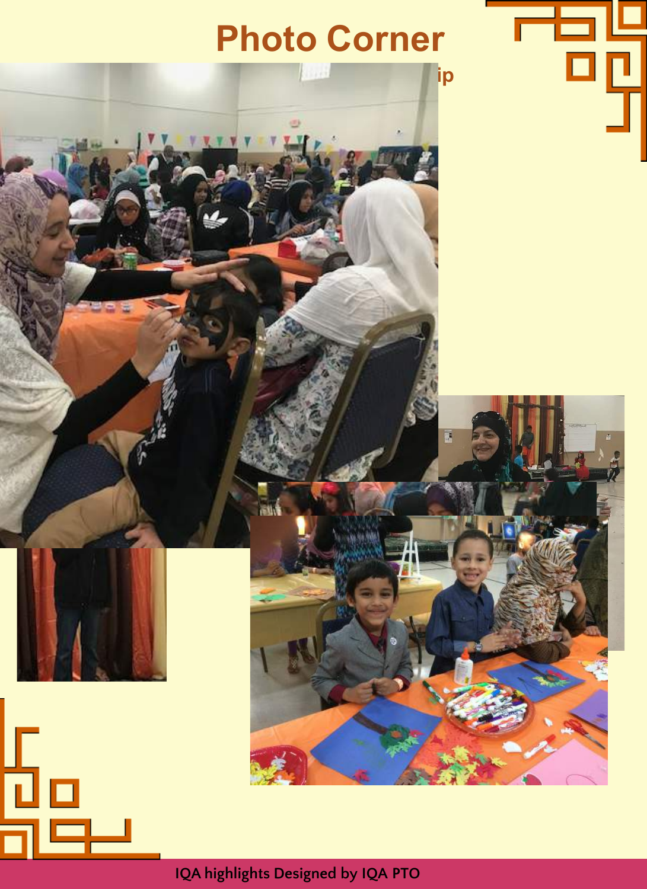# Photo Corner

ip

IQA highlights Designed by IQA PTO